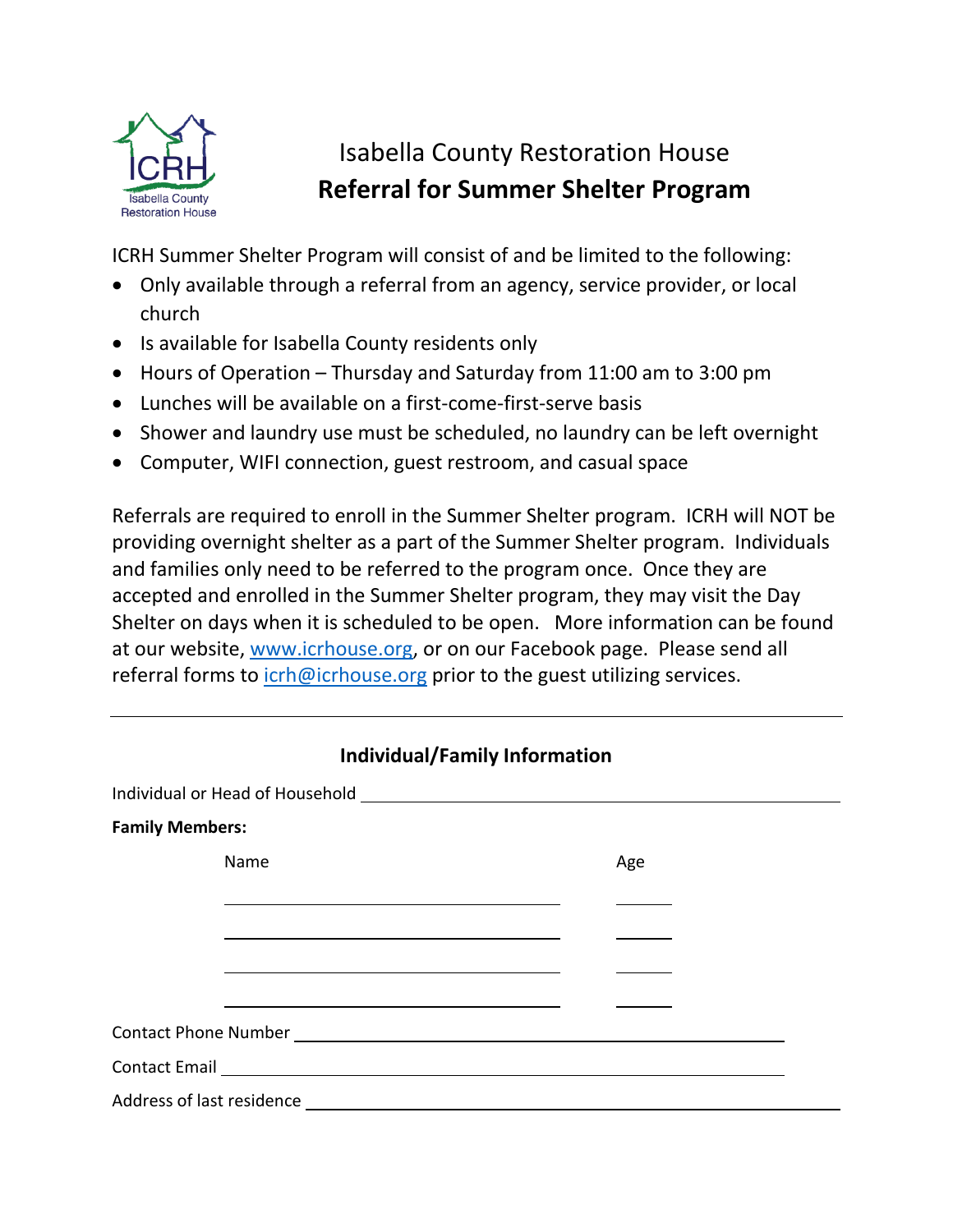# Isabella County Restoration House

## Referral for Summer Shelter Program

ICRH Summer Shelter Program will consist of and be limited to the following:

- Only available through a referral from an agency, service provider, or local church
- Is available for Isabella County residents only
- Hours of Operation – Thursday and Saturday from 11:00 am to 3:00 pm
- Lunches will be available on a first-come-first-serve basis
- Shower and laundry use must be scheduled, no laundry can be left overnight
- Computer, WIFI connection, guest restroom, and casual space

Referrals are required to enroll in the Summer Shelter program. ICRH will NOT be providing overnight shelter as a part of the Summer Shelter program. Individuals and families only need to be referred to the program once. Once they are accepted and enrolled in the Summer Shelter program, they may visit the Day Shelter on days when it is scheduled to be open. More information can be found at our website, www.icrhouse.org, or on our Facebook page. Please send all referral forms to icrh@icrhouse.org prior to the guest utilizing services.

---

### Individual/Family Information

Individual or Head of Household ______________________________

**Family Members:**

| Name | Age |
|---|---|
| | |
| | |
| | |
| | |

Contact Phone Number ______________________________

Contact Email ______________________________

Address of last residence ______________________________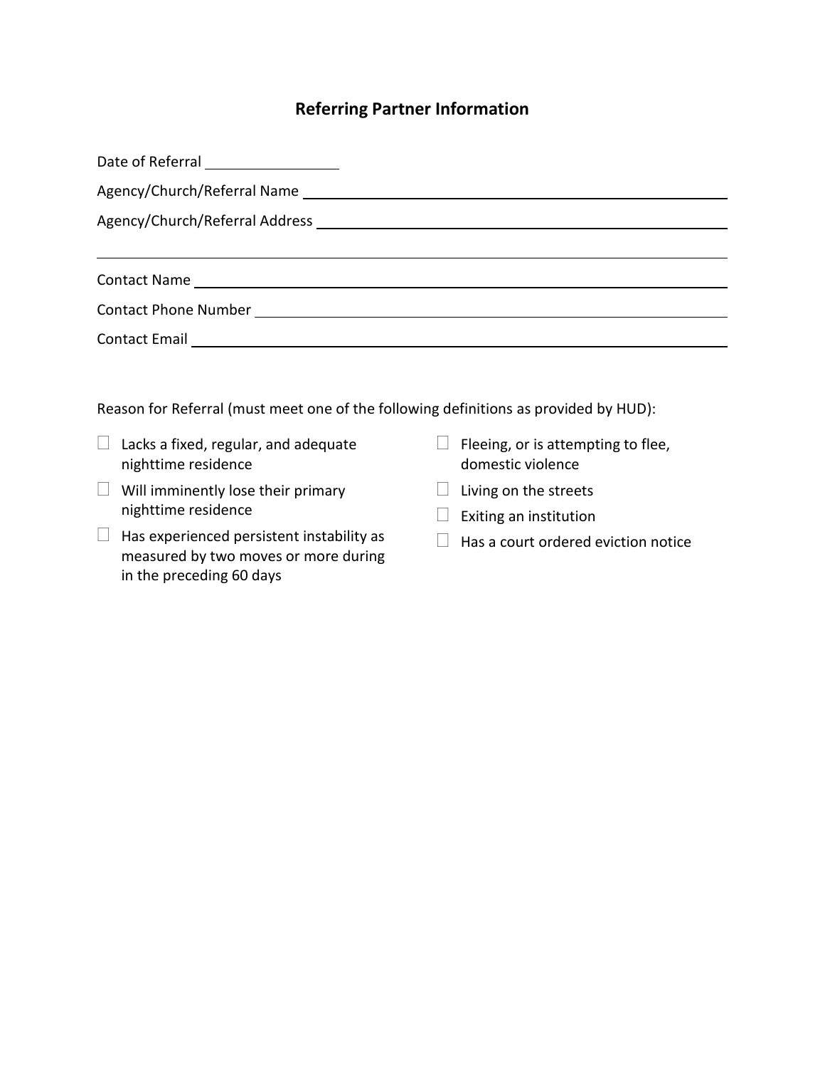## Referring Partner Information

Date of Referral ________________

Agency/Church/Referral Name ________________________________________

Agency/Church/Referral Address ________________________________________

________________________________________________________________

Contact Name ________________________________________

Contact Phone Number ________________________________________

Contact Email ________________________________________

Reason for Referral (must meet one of the following definitions as provided by HUD):

- ☐ Lacks a fixed, regular, and adequate nighttime residence
- ☐ Will imminently lose their primary nighttime residence
- ☐ Has experienced persistent instability as measured by two moves or more during in the preceding 60 days
- ☐ Fleeing, or is attempting to flee, domestic violence
- ☐ Living on the streets
- ☐ Exiting an institution
- ☐ Has a court ordered eviction notice